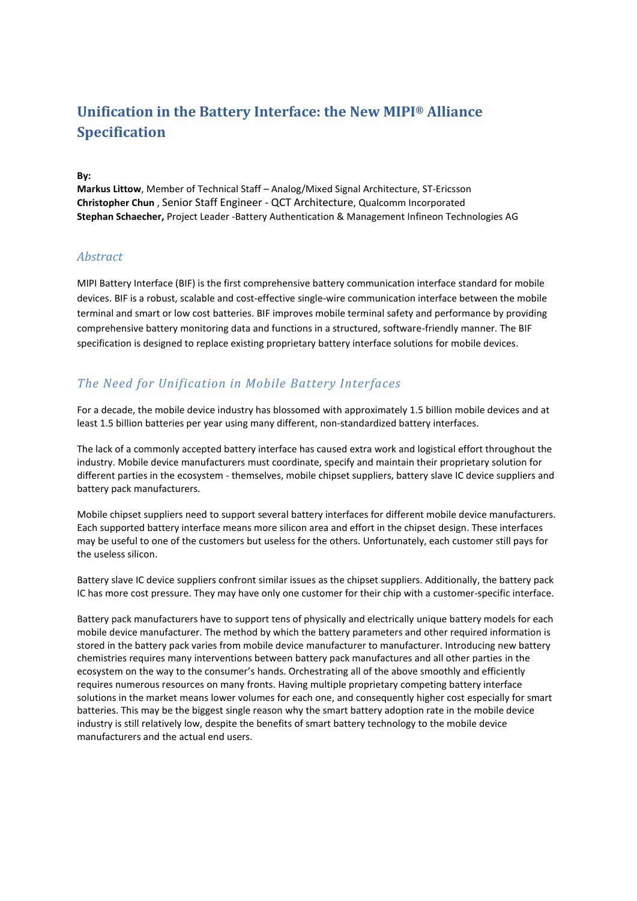# Unification in the Battery Interface: the New MIPI® Alliance Specification

**By:**

**Markus Littow**, Member of Technical Staff – Analog/Mixed Signal Architecture, ST-Ericsson
**Christopher Chun** , Senior Staff Engineer - QCT Architecture, Qualcomm Incorporated
**Stephan Schaecher,** Project Leader -Battery Authentication & Management Infineon Technologies AG

## *Abstract*

MIPI Battery Interface (BIF) is the first comprehensive battery communication interface standard for mobile devices. BIF is a robust, scalable and cost-effective single-wire communication interface between the mobile terminal and smart or low cost batteries. BIF improves mobile terminal safety and performance by providing comprehensive battery monitoring data and functions in a structured, software-friendly manner. The BIF specification is designed to replace existing proprietary battery interface solutions for mobile devices.

## *The Need for Unification in Mobile Battery Interfaces*

For a decade, the mobile device industry has blossomed with approximately 1.5 billion mobile devices and at least 1.5 billion batteries per year using many different, non-standardized battery interfaces.

The lack of a commonly accepted battery interface has caused extra work and logistical effort throughout the industry. Mobile device manufacturers must coordinate, specify and maintain their proprietary solution for different parties in the ecosystem - themselves, mobile chipset suppliers, battery slave IC device suppliers and battery pack manufacturers.

Mobile chipset suppliers need to support several battery interfaces for different mobile device manufacturers. Each supported battery interface means more silicon area and effort in the chipset design. These interfaces may be useful to one of the customers but useless for the others. Unfortunately, each customer still pays for the useless silicon.

Battery slave IC device suppliers confront similar issues as the chipset suppliers. Additionally, the battery pack IC has more cost pressure. They may have only one customer for their chip with a customer-specific interface.

Battery pack manufacturers have to support tens of physically and electrically unique battery models for each mobile device manufacturer. The method by which the battery parameters and other required information is stored in the battery pack varies from mobile device manufacturer to manufacturer. Introducing new battery chemistries requires many interventions between battery pack manufactures and all other parties in the ecosystem on the way to the consumer's hands. Orchestrating all of the above smoothly and efficiently requires numerous resources on many fronts. Having multiple proprietary competing battery interface solutions in the market means lower volumes for each one, and consequently higher cost especially for smart batteries. This may be the biggest single reason why the smart battery adoption rate in the mobile device industry is still relatively low, despite the benefits of smart battery technology to the mobile device manufacturers and the actual end users.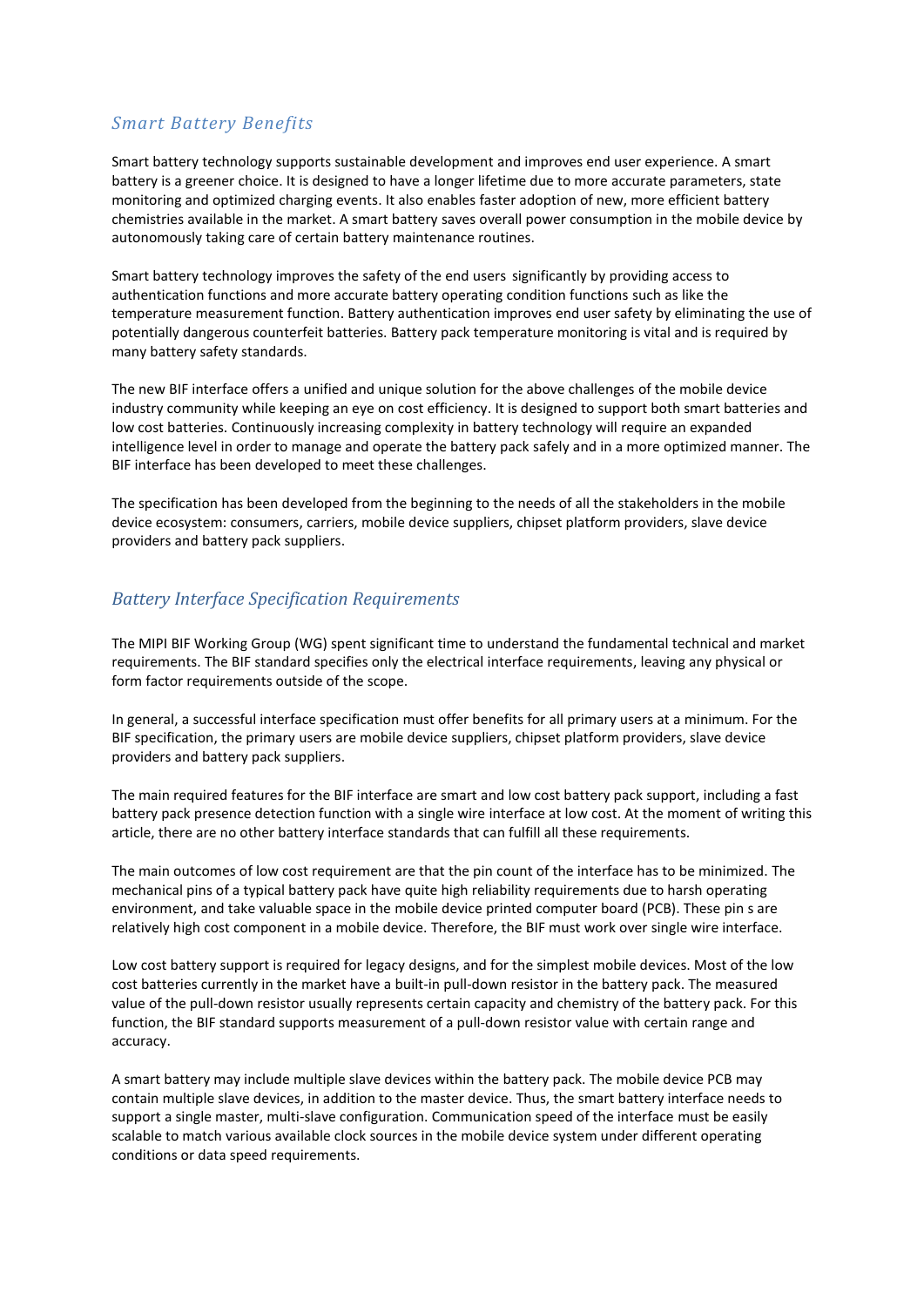## *Smart Battery Benefits*

Smart battery technology supports sustainable development and improves end user experience. A smart battery is a greener choice. It is designed to have a longer lifetime due to more accurate parameters, state monitoring and optimized charging events. It also enables faster adoption of new, more efficient battery chemistries available in the market. A smart battery saves overall power consumption in the mobile device by autonomously taking care of certain battery maintenance routines.

Smart battery technology improves the safety of the end users significantly by providing access to authentication functions and more accurate battery operating condition functions such as like the temperature measurement function. Battery authentication improves end user safety by eliminating the use of potentially dangerous counterfeit batteries. Battery pack temperature monitoring is vital and is required by many battery safety standards.

The new BIF interface offers a unified and unique solution for the above challenges of the mobile device industry community while keeping an eye on cost efficiency. It is designed to support both smart batteries and low cost batteries. Continuously increasing complexity in battery technology will require an expanded intelligence level in order to manage and operate the battery pack safely and in a more optimized manner. The BIF interface has been developed to meet these challenges.

The specification has been developed from the beginning to the needs of all the stakeholders in the mobile device ecosystem: consumers, carriers, mobile device suppliers, chipset platform providers, slave device providers and battery pack suppliers.

## *Battery Interface Specification Requirements*

The MIPI BIF Working Group (WG) spent significant time to understand the fundamental technical and market requirements. The BIF standard specifies only the electrical interface requirements, leaving any physical or form factor requirements outside of the scope.

In general, a successful interface specification must offer benefits for all primary users at a minimum. For the BIF specification, the primary users are mobile device suppliers, chipset platform providers, slave device providers and battery pack suppliers.

The main required features for the BIF interface are smart and low cost battery pack support, including a fast battery pack presence detection function with a single wire interface at low cost. At the moment of writing this article, there are no other battery interface standards that can fulfill all these requirements.

The main outcomes of low cost requirement are that the pin count of the interface has to be minimized. The mechanical pins of a typical battery pack have quite high reliability requirements due to harsh operating environment, and take valuable space in the mobile device printed computer board (PCB). These pin s are relatively high cost component in a mobile device. Therefore, the BIF must work over single wire interface.

Low cost battery support is required for legacy designs, and for the simplest mobile devices. Most of the low cost batteries currently in the market have a built-in pull-down resistor in the battery pack. The measured value of the pull-down resistor usually represents certain capacity and chemistry of the battery pack. For this function, the BIF standard supports measurement of a pull-down resistor value with certain range and accuracy.

A smart battery may include multiple slave devices within the battery pack. The mobile device PCB may contain multiple slave devices, in addition to the master device. Thus, the smart battery interface needs to support a single master, multi-slave configuration. Communication speed of the interface must be easily scalable to match various available clock sources in the mobile device system under different operating conditions or data speed requirements.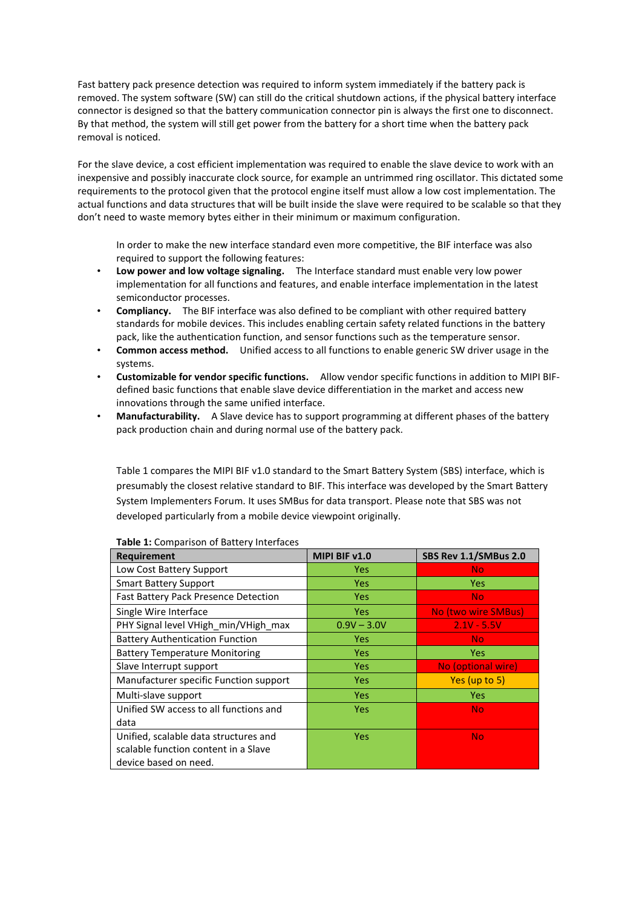Fast battery pack presence detection was required to inform system immediately if the battery pack is removed. The system software (SW) can still do the critical shutdown actions, if the physical battery interface connector is designed so that the battery communication connector pin is always the first one to disconnect. By that method, the system will still get power from the battery for a short time when the battery pack removal is noticed.

For the slave device, a cost efficient implementation was required to enable the slave device to work with an inexpensive and possibly inaccurate clock source, for example an untrimmed ring oscillator. This dictated some requirements to the protocol given that the protocol engine itself must allow a low cost implementation. The actual functions and data structures that will be built inside the slave were required to be scalable so that they don't need to waste memory bytes either in their minimum or maximum configuration.

In order to make the new interface standard even more competitive, the BIF interface was also required to support the following features:

- **Low power and low voltage signaling.** The Interface standard must enable very low power implementation for all functions and features, and enable interface implementation in the latest semiconductor processes.
- **Compliancy.** The BIF interface was also defined to be compliant with other required battery standards for mobile devices. This includes enabling certain safety related functions in the battery pack, like the authentication function, and sensor functions such as the temperature sensor.
- **Common access method.** Unified access to all functions to enable generic SW driver usage in the systems.
- **Customizable for vendor specific functions.** Allow vendor specific functions in addition to MIPI BIF-defined basic functions that enable slave device differentiation in the market and access new innovations through the same unified interface.
- **Manufacturability.** A Slave device has to support programming at different phases of the battery pack production chain and during normal use of the battery pack.

Table 1 compares the MIPI BIF v1.0 standard to the Smart Battery System (SBS) interface, which is presumably the closest relative standard to BIF. This interface was developed by the Smart Battery System Implementers Forum. It uses SMBus for data transport. Please note that SBS was not developed particularly from a mobile device viewpoint originally.

**Table 1:** Comparison of Battery Interfaces

| Requirement | MIPI BIF v1.0 | SBS Rev 1.1/SMBus 2.0 |
|---|---|---|
| Low Cost Battery Support | Yes | No |
| Smart Battery Support | Yes | Yes |
| Fast Battery Pack Presence Detection | Yes | No |
| Single Wire Interface | Yes | No (two wire SMBus) |
| PHY Signal level VHigh_min/VHigh_max | 0.9V – 3.0V | 2.1V - 5.5V |
| Battery Authentication Function | Yes | No |
| Battery Temperature Monitoring | Yes | Yes |
| Slave Interrupt support | Yes | No (optional wire) |
| Manufacturer specific Function support | Yes | Yes (up to 5) |
| Multi-slave support | Yes | Yes |
| Unified SW access to all functions and data | Yes | No |
| Unified, scalable data structures and scalable function content in a Slave device based on need. | Yes | No |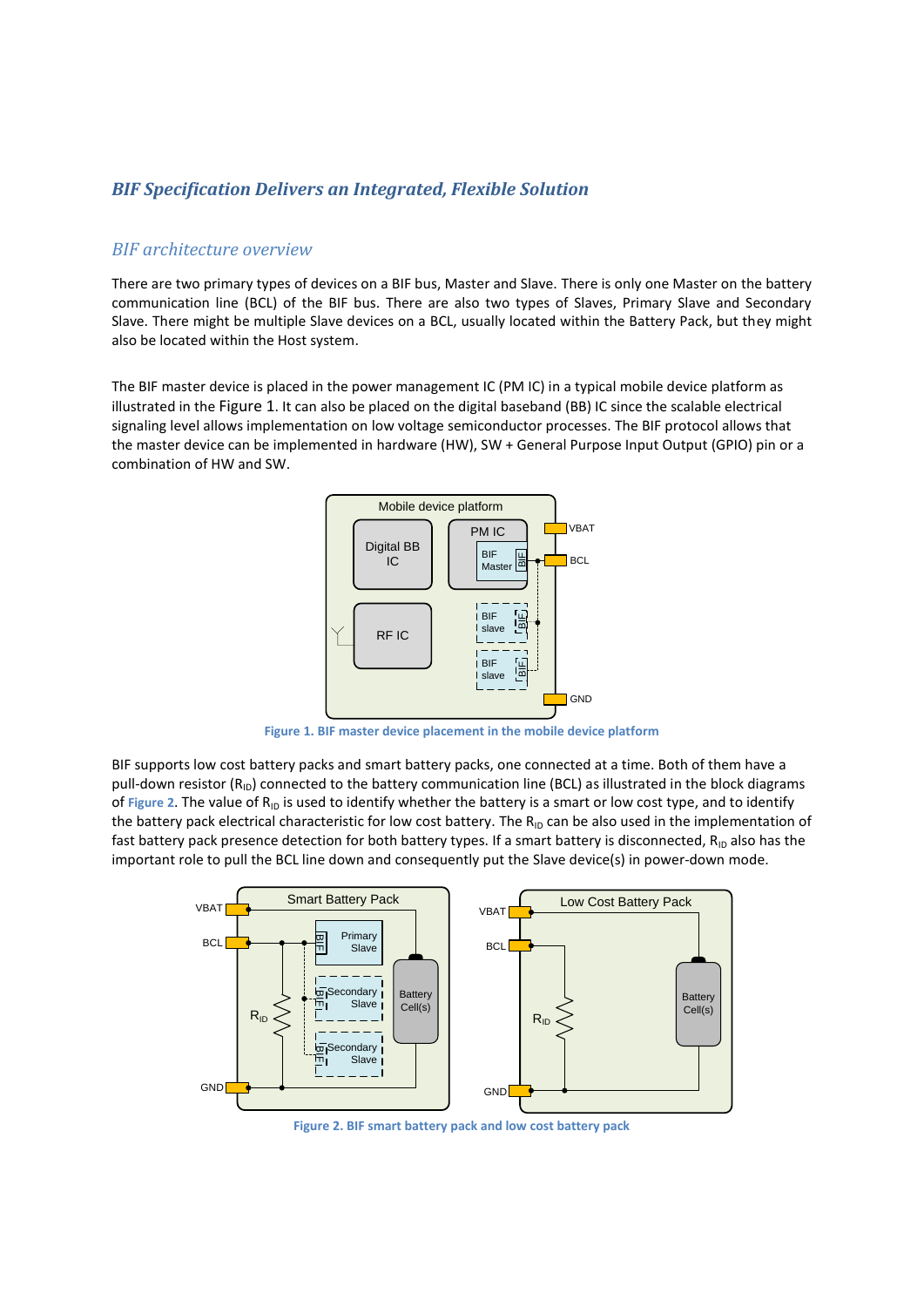## BIF Specification Delivers an Integrated, Flexible Solution

### BIF architecture overview

There are two primary types of devices on a BIF bus, Master and Slave. There is only one Master on the battery communication line (BCL) of the BIF bus. There are also two types of Slaves, Primary Slave and Secondary Slave. There might be multiple Slave devices on a BCL, usually located within the Battery Pack, but they might also be located within the Host system.

The BIF master device is placed in the power management IC (PM IC) in a typical mobile device platform as illustrated in the Figure 1. It can also be placed on the digital baseband (BB) IC since the scalable electrical signaling level allows implementation on low voltage semiconductor processes. The BIF protocol allows that the master device can be implemented in hardware (HW), SW + General Purpose Input Output (GPIO) pin or a combination of HW and SW.

**Figure 1. BIF master device placement in the mobile device platform**

BIF supports low cost battery packs and smart battery packs, one connected at a time. Both of them have a pull-down resistor ($R_{ID}$) connected to the battery communication line (BCL) as illustrated in the block diagrams of Figure 2. The value of $R_{ID}$ is used to identify whether the battery is a smart or low cost type, and to identify the battery pack electrical characteristic for low cost battery. The $R_{ID}$ can be also used in the implementation of fast battery pack presence detection for both battery types. If a smart battery is disconnected, $R_{ID}$ also has the important role to pull the BCL line down and consequently put the Slave device(s) in power-down mode.

**Figure 2. BIF smart battery pack and low cost battery pack**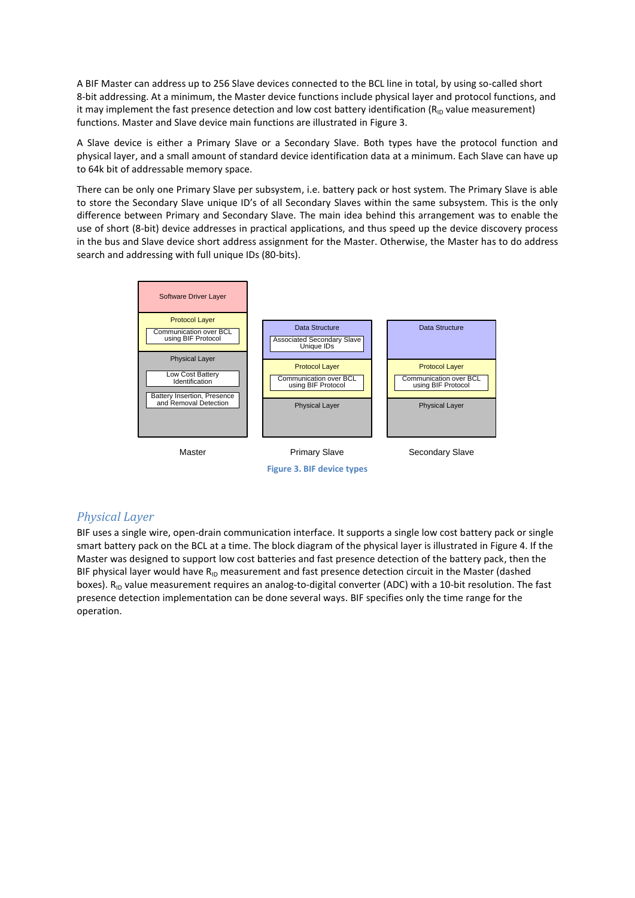A BIF Master can address up to 256 Slave devices connected to the BCL line in total, by using so-called short 8-bit addressing. At a minimum, the Master device functions include physical layer and protocol functions, and it may implement the fast presence detection and low cost battery identification ($R_{ID}$ value measurement) functions. Master and Slave device main functions are illustrated in Figure 3.

A Slave device is either a Primary Slave or a Secondary Slave. Both types have the protocol function and physical layer, and a small amount of standard device identification data at a minimum. Each Slave can have up to 64k bit of addressable memory space.

There can be only one Primary Slave per subsystem, i.e. battery pack or host system. The Primary Slave is able to store the Secondary Slave unique ID's of all Secondary Slaves within the same subsystem. This is the only difference between Primary and Secondary Slave. The main idea behind this arrangement was to enable the use of short (8-bit) device addresses in practical applications, and thus speed up the device discovery process in the bus and Slave device short address assignment for the Master. Otherwise, the Master has to do address search and addressing with full unique IDs (80-bits).

| Master | Primary Slave | Secondary Slave |
| --- | --- | --- |
| Software Driver Layer | | |
| Protocol Layer: Communication over BCL using BIF Protocol | Data Structure: Associated Secondary Slave Unique IDs | Data Structure |
| Physical Layer: Low Cost Battery Identification; Battery Insertion, Presence and Removal Detection | Protocol Layer: Communication over BCL using BIF Protocol | Protocol Layer: Communication over BCL using BIF Protocol |
| | Physical Layer | Physical Layer |

**Figure 3. BIF device types**

## *Physical Layer*

BIF uses a single wire, open-drain communication interface. It supports a single low cost battery pack or single smart battery pack on the BCL at a time. The block diagram of the physical layer is illustrated in Figure 4. If the Master was designed to support low cost batteries and fast presence detection of the battery pack, then the BIF physical layer would have $R_{ID}$ measurement and fast presence detection circuit in the Master (dashed boxes). $R_{ID}$ value measurement requires an analog-to-digital converter (ADC) with a 10-bit resolution. The fast presence detection implementation can be done several ways. BIF specifies only the time range for the operation.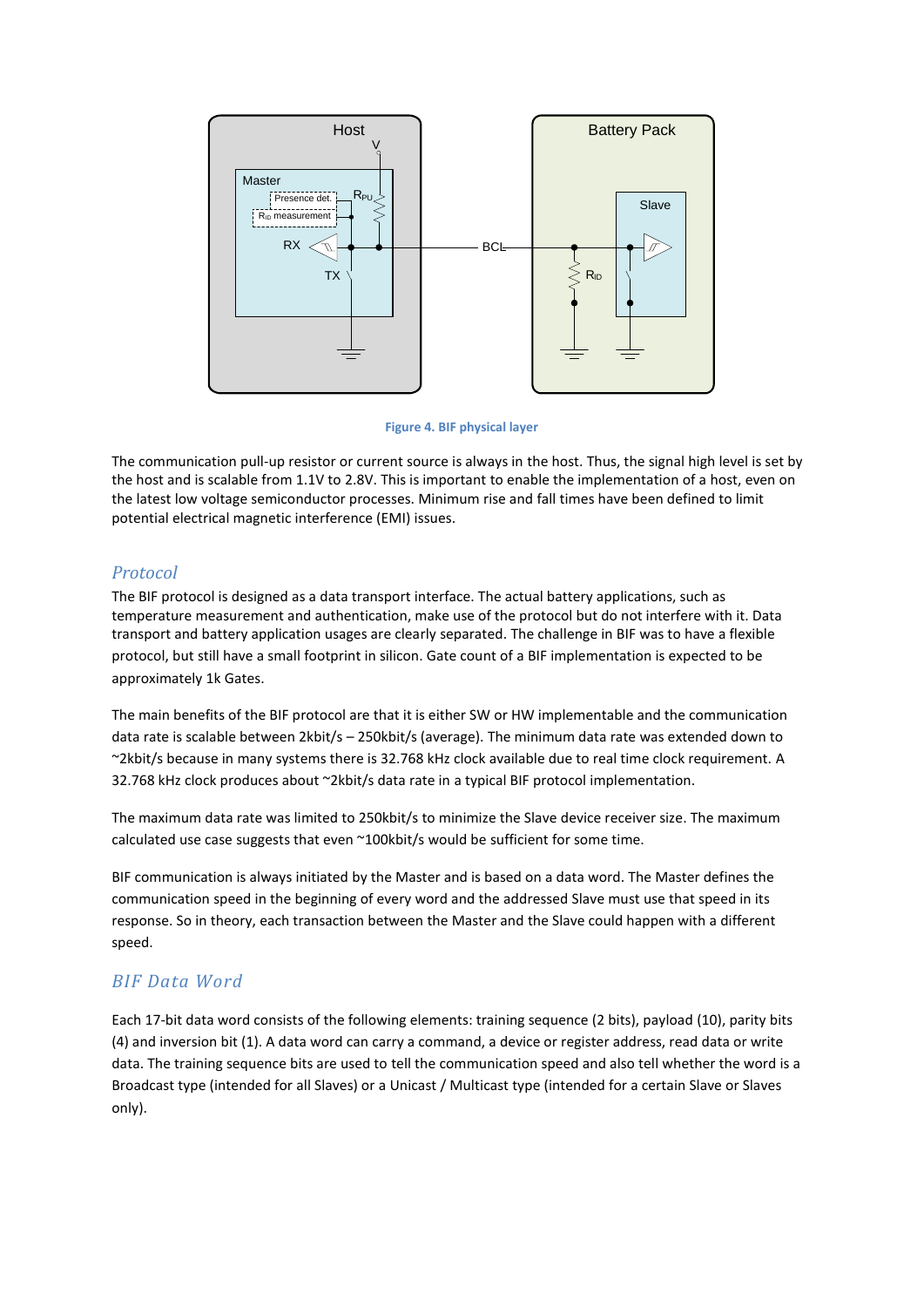Figure 4. BIF physical layer

The communication pull-up resistor or current source is always in the host. Thus, the signal high level is set by the host and is scalable from 1.1V to 2.8V. This is important to enable the implementation of a host, even on the latest low voltage semiconductor processes. Minimum rise and fall times have been defined to limit potential electrical magnetic interference (EMI) issues.

## *Protocol*

The BIF protocol is designed as a data transport interface. The actual battery applications, such as temperature measurement and authentication, make use of the protocol but do not interfere with it. Data transport and battery application usages are clearly separated. The challenge in BIF was to have a flexible protocol, but still have a small footprint in silicon. Gate count of a BIF implementation is expected to be approximately 1k Gates.

The main benefits of the BIF protocol are that it is either SW or HW implementable and the communication data rate is scalable between 2kbit/s – 250kbit/s (average). The minimum data rate was extended down to ~2kbit/s because in many systems there is 32.768 kHz clock available due to real time clock requirement. A 32.768 kHz clock produces about ~2kbit/s data rate in a typical BIF protocol implementation.

The maximum data rate was limited to 250kbit/s to minimize the Slave device receiver size. The maximum calculated use case suggests that even ~100kbit/s would be sufficient for some time.

BIF communication is always initiated by the Master and is based on a data word. The Master defines the communication speed in the beginning of every word and the addressed Slave must use that speed in its response. So in theory, each transaction between the Master and the Slave could happen with a different speed.

## *BIF Data Word*

Each 17-bit data word consists of the following elements: training sequence (2 bits), payload (10), parity bits (4) and inversion bit (1). A data word can carry a command, a device or register address, read data or write data. The training sequence bits are used to tell the communication speed and also tell whether the word is a Broadcast type (intended for all Slaves) or a Unicast / Multicast type (intended for a certain Slave or Slaves only).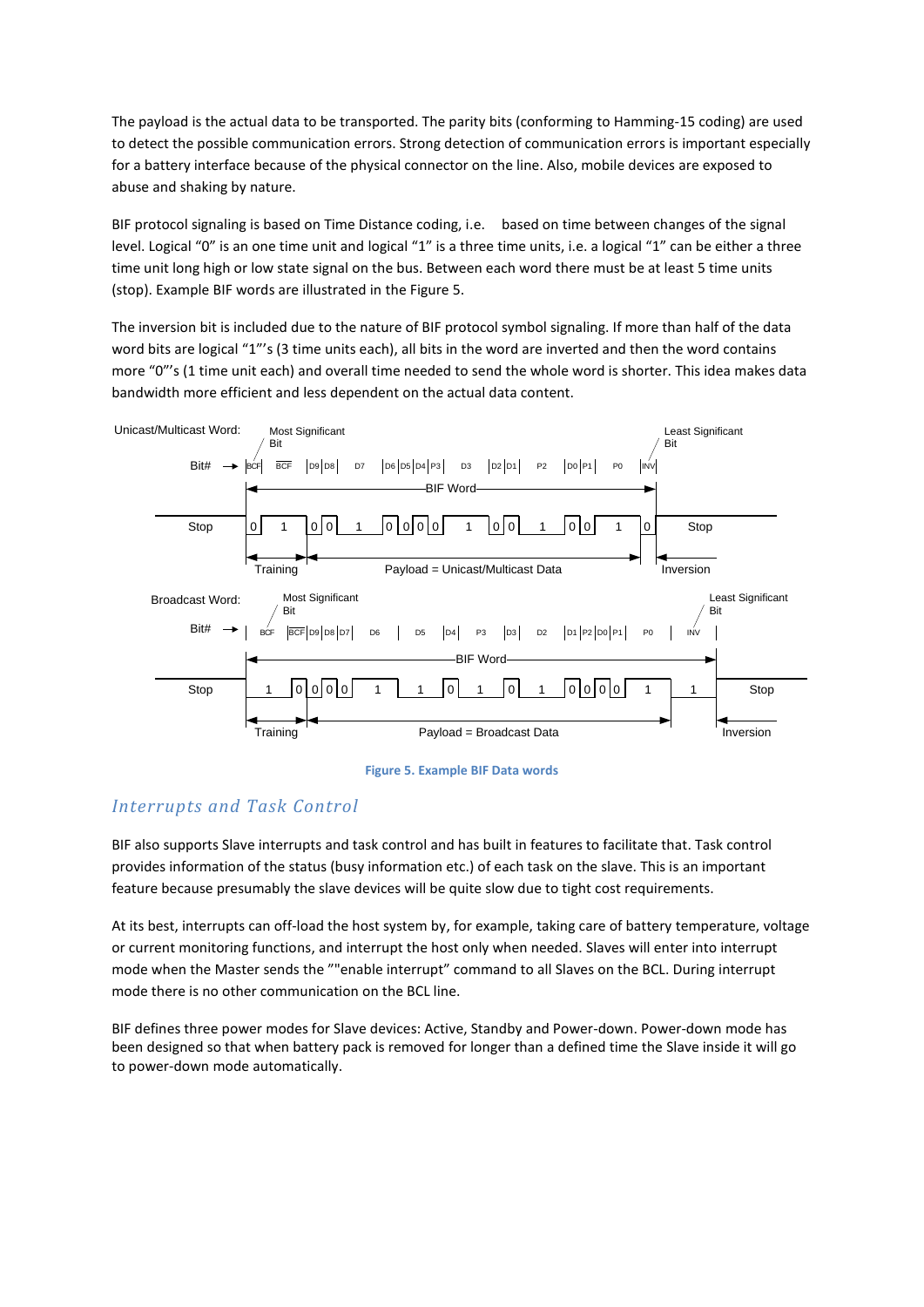The payload is the actual data to be transported. The parity bits (conforming to Hamming-15 coding) are used to detect the possible communication errors. Strong detection of communication errors is important especially for a battery interface because of the physical connector on the line. Also, mobile devices are exposed to abuse and shaking by nature.

BIF protocol signaling is based on Time Distance coding, i.e.  based on time between changes of the signal level. Logical "0" is an one time unit and logical "1" is a three time units, i.e. a logical "1" can be either a three time unit long high or low state signal on the bus. Between each word there must be at least 5 time units (stop). Example BIF words are illustrated in the Figure 5.

The inversion bit is included due to the nature of BIF protocol symbol signaling. If more than half of the data word bits are logical "1"'s (3 time units each), all bits in the word are inverted and then the word contains more "0"'s (1 time unit each) and overall time needed to send the whole word is shorter. This idea makes data bandwidth more efficient and less dependent on the actual data content.

**Figure 5. Example BIF Data words**

## *Interrupts and Task Control*

BIF also supports Slave interrupts and task control and has built in features to facilitate that. Task control provides information of the status (busy information etc.) of each task on the slave. This is an important feature because presumably the slave devices will be quite slow due to tight cost requirements.

At its best, interrupts can off-load the host system by, for example, taking care of battery temperature, voltage or current monitoring functions, and interrupt the host only when needed. Slaves will enter into interrupt mode when the Master sends the ""enable interrupt" command to all Slaves on the BCL. During interrupt mode there is no other communication on the BCL line.

BIF defines three power modes for Slave devices: Active, Standby and Power-down. Power-down mode has been designed so that when battery pack is removed for longer than a defined time the Slave inside it will go to power-down mode automatically.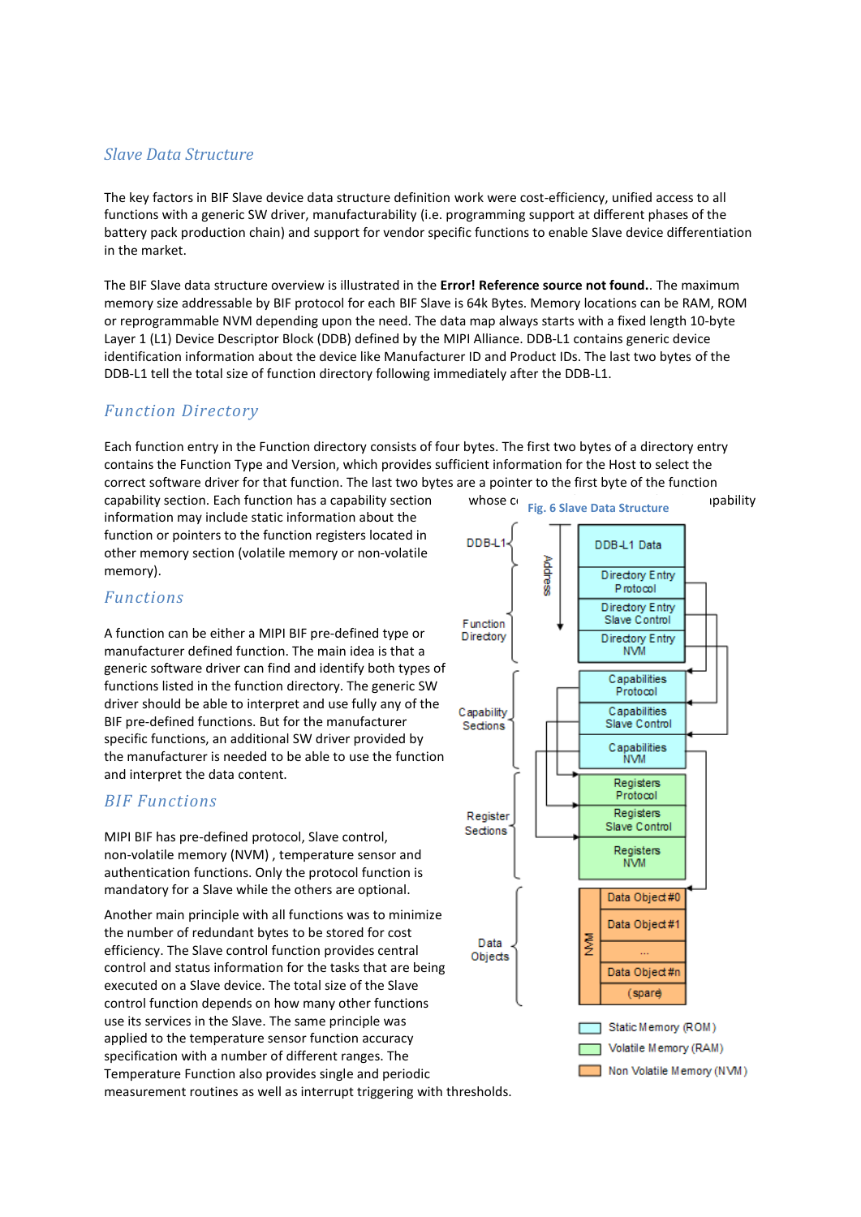## Slave Data Structure

The key factors in BIF Slave device data structure definition work were cost-efficiency, unified access to all functions with a generic SW driver, manufacturability (i.e. programming support at different phases of the battery pack production chain) and support for vendor specific functions to enable Slave device differentiation in the market.

The BIF Slave data structure overview is illustrated in the **Error! Reference source not found.**. The maximum memory size addressable by BIF protocol for each BIF Slave is 64k Bytes. Memory locations can be RAM, ROM or reprogrammable NVM depending upon the need. The data map always starts with a fixed length 10-byte Layer 1 (L1) Device Descriptor Block (DDB) defined by the MIPI Alliance. DDB-L1 contains generic device identification information about the device like Manufacturer ID and Product IDs. The last two bytes of the DDB-L1 tell the total size of function directory following immediately after the DDB-L1.

## Function Directory

Each function entry in the Function directory consists of four bytes. The first two bytes of a directory entry contains the Function Type and Version, which provides sufficient information for the Host to select the correct software driver for that function. The last two bytes are a pointer to the first byte of the function capability section. Each function has a capability section whose capability information may include static information about the function or pointers to the function registers located in other memory section (volatile memory or non-volatile memory).

Fig. 6 Slave Data Structure

## Functions

A function can be either a MIPI BIF pre-defined type or manufacturer defined function. The main idea is that a generic software driver can find and identify both types of functions listed in the function directory. The generic SW driver should be able to interpret and use fully any of the BIF pre-defined functions. But for the manufacturer specific functions, an additional SW driver provided by the manufacturer is needed to be able to use the function and interpret the data content.

## BIF Functions

MIPI BIF has pre-defined protocol, Slave control, non-volatile memory (NVM) , temperature sensor and authentication functions. Only the protocol function is mandatory for a Slave while the others are optional.

Another main principle with all functions was to minimize the number of redundant bytes to be stored for cost efficiency. The Slave control function provides central control and status information for the tasks that are being executed on a Slave device. The total size of the Slave control function depends on how many other functions use its services in the Slave. The same principle was applied to the temperature sensor function accuracy specification with a number of different ranges. The Temperature Function also provides single and periodic measurement routines as well as interrupt triggering with thresholds.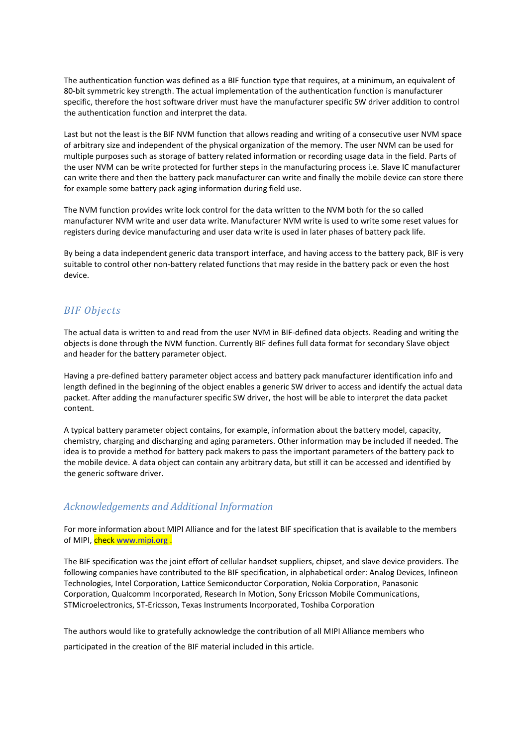The authentication function was defined as a BIF function type that requires, at a minimum, an equivalent of 80-bit symmetric key strength. The actual implementation of the authentication function is manufacturer specific, therefore the host software driver must have the manufacturer specific SW driver addition to control the authentication function and interpret the data.

Last but not the least is the BIF NVM function that allows reading and writing of a consecutive user NVM space of arbitrary size and independent of the physical organization of the memory. The user NVM can be used for multiple purposes such as storage of battery related information or recording usage data in the field. Parts of the user NVM can be write protected for further steps in the manufacturing process i.e. Slave IC manufacturer can write there and then the battery pack manufacturer can write and finally the mobile device can store there for example some battery pack aging information during field use.

The NVM function provides write lock control for the data written to the NVM both for the so called manufacturer NVM write and user data write. Manufacturer NVM write is used to write some reset values for registers during device manufacturing and user data write is used in later phases of battery pack life.

By being a data independent generic data transport interface, and having access to the battery pack, BIF is very suitable to control other non-battery related functions that may reside in the battery pack or even the host device.

## *BIF Objects*

The actual data is written to and read from the user NVM in BIF-defined data objects. Reading and writing the objects is done through the NVM function. Currently BIF defines full data format for secondary Slave object and header for the battery parameter object.

Having a pre-defined battery parameter object access and battery pack manufacturer identification info and length defined in the beginning of the object enables a generic SW driver to access and identify the actual data packet. After adding the manufacturer specific SW driver, the host will be able to interpret the data packet content.

A typical battery parameter object contains, for example, information about the battery model, capacity, chemistry, charging and discharging and aging parameters. Other information may be included if needed. The idea is to provide a method for battery pack makers to pass the important parameters of the battery pack to the mobile device. A data object can contain any arbitrary data, but still it can be accessed and identified by the generic software driver.

## *Acknowledgements and Additional Information*

For more information about MIPI Alliance and for the latest BIF specification that is available to the members of MIPI, check www.mipi.org .

The BIF specification was the joint effort of cellular handset suppliers, chipset, and slave device providers. The following companies have contributed to the BIF specification, in alphabetical order: Analog Devices, Infineon Technologies, Intel Corporation, Lattice Semiconductor Corporation, Nokia Corporation, Panasonic Corporation, Qualcomm Incorporated, Research In Motion, Sony Ericsson Mobile Communications, STMicroelectronics, ST-Ericsson, Texas Instruments Incorporated, Toshiba Corporation

The authors would like to gratefully acknowledge the contribution of all MIPI Alliance members who participated in the creation of the BIF material included in this article.